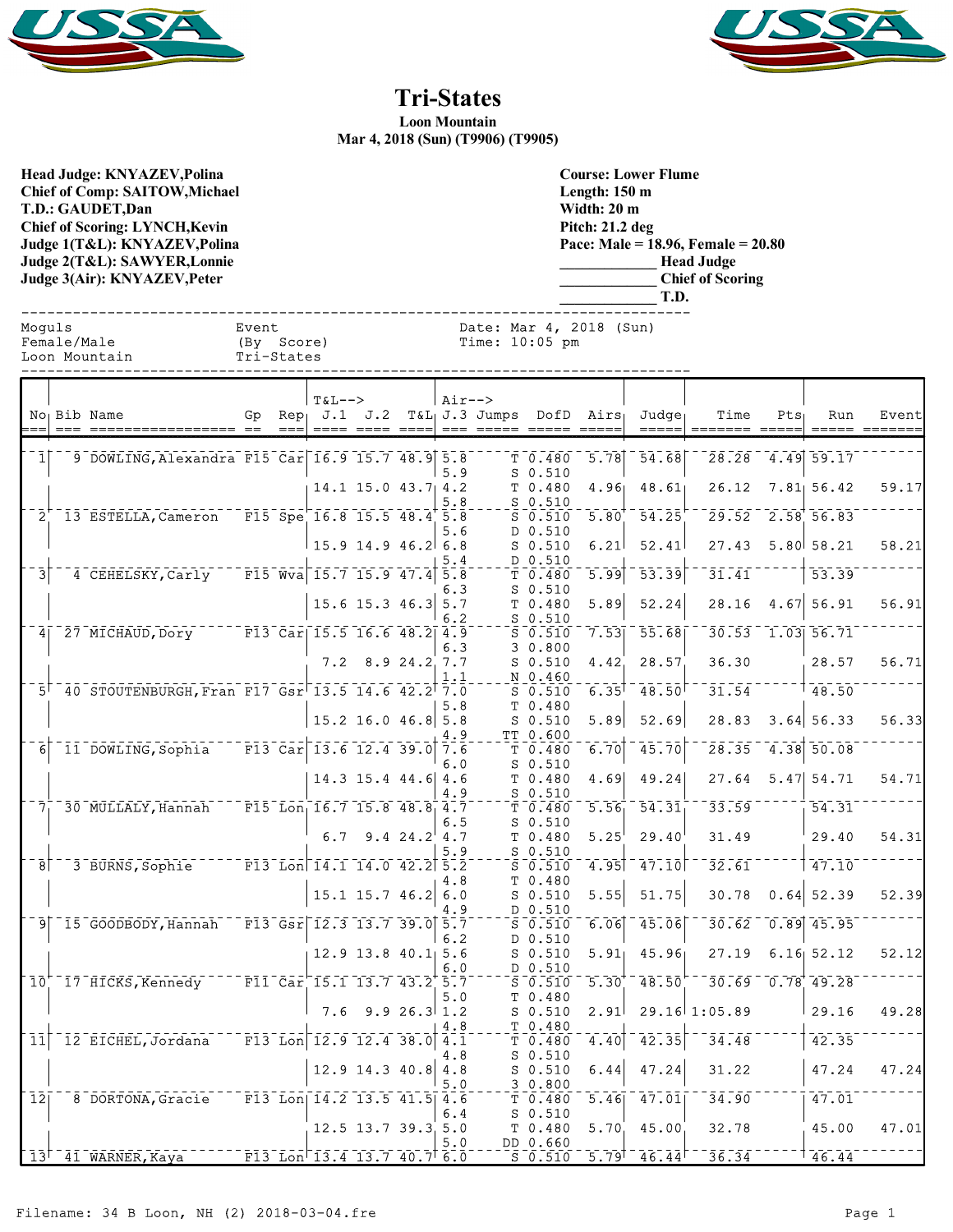# Tri-States

**Loon Mountain**
**Mar 4, 2018 (Sun) (T9906) (T9905)**

**Head Judge: KNYAZEV,Polina**
**Chief of Comp: SAITOW,Michael**
**T.D.: GAUDET,Dan**
**Chief of Scoring: LYNCH,Kevin**
**Judge 1(T&L): KNYAZEV,Polina**
**Judge 2(T&L): SAWYER,Lonnie**
**Judge 3(Air): KNYAZEV,Peter**

**Course: Lower Flume**
**Length: 150 m**
**Width: 20 m**
**Pitch: 21.2 deg**
**Pace: Male = 18.96, Female = 20.80**
**____________ Head Judge**
**____________ Chief of Scoring**
**____________ T.D.**

Moguls — Event — Date: Mar 4, 2018 (Sun)
Female/Male — (By Score) — Time: 10:05 pm
Loon Mountain — Tri-States

| No | Bib | Name | Gp | Rep | T&L J.1 | T&L J.2 | T&L | Air J.3 | Jumps | DofD | Airs | Judge | Time | Pts | Run | Event |
|---|---|---|---|---|---|---|---|---|---|---|---|---|---|---|---|---|
| 1 | 9 | DOWLING,Alexandra | F15 | Car | 16.9 | 15.7 | 48.9 | 5.8 | T | 0.480 | 5.78 | 54.68 | 28.28 | 4.49 | 59.17 | |
| | | | | | | | | 5.9 | S | 0.510 | | | | | | |
| | | | | | 14.1 | 15.0 | 43.7 | 4.2 | T | 0.480 | 4.96 | 48.61 | 26.12 | 7.81 | 56.42 | 59.17 |
| | | | | | | | | 5.8 | S | 0.510 | | | | | | |
| 2 | 13 | ESTELLA,Cameron | F15 | Spe | 16.8 | 15.5 | 48.4 | 5.8 | S | 0.510 | 5.80 | 54.25 | 29.52 | 2.58 | 56.83 | |
| | | | | | | | | 5.6 | D | 0.510 | | | | | | |
| | | | | | 15.9 | 14.9 | 46.2 | 6.8 | S | 0.510 | 6.21 | 52.41 | 27.43 | 5.80 | 58.21 | 58.21 |
| | | | | | | | | 5.4 | D | 0.510 | | | | | | |
| 3 | 4 | CEHELSKY,Carly | F15 | Wva | 15.7 | 15.9 | 47.4 | 5.8 | T | 0.480 | 5.99 | 53.39 | 31.41 | | 53.39 | |
| | | | | | | | | 6.3 | S | 0.510 | | | | | | |
| | | | | | 15.6 | 15.3 | 46.3 | 5.7 | T | 0.480 | 5.89 | 52.24 | 28.16 | 4.67 | 56.91 | 56.91 |
| | | | | | | | | 6.2 | S | 0.510 | | | | | | |
| 4 | 27 | MICHAUD,Dory | F13 | Car | 15.5 | 16.6 | 48.2 | 4.9 | S | 0.510 | 7.53 | 55.68 | 30.53 | 1.03 | 56.71 | |
| | | | | | | | | 6.3 | 3 | 0.800 | | | | | | |
| | | | | | 7.2 | 8.9 | 24.2 | 7.7 | S | 0.510 | 4.42 | 28.57 | 36.30 | | 28.57 | 56.71 |
| | | | | | | | | 1.1 | N | 0.460 | | | | | | |
| 5 | 40 | STOUTENBURGH,Fran | F17 | Gsr | 13.5 | 14.6 | 42.2 | 7.0 | S | 0.510 | 6.35 | 48.50 | 31.54 | | 48.50 | |
| | | | | | | | | 5.8 | T | 0.480 | | | | | | |
| | | | | | 15.2 | 16.0 | 46.8 | 5.8 | S | 0.510 | 5.89 | 52.69 | 28.83 | 3.64 | 56.33 | 56.33 |
| | | | | | | | | 4.9 | TT | 0.600 | | | | | | |
| 6 | 11 | DOWLING,Sophia | F13 | Car | 13.6 | 12.4 | 39.0 | 7.6 | T | 0.480 | 6.70 | 45.70 | 28.35 | 4.38 | 50.08 | |
| | | | | | | | | 6.0 | S | 0.510 | | | | | | |
| | | | | | 14.3 | 15.4 | 44.6 | 4.6 | T | 0.480 | 4.69 | 49.24 | 27.64 | 5.47 | 54.71 | 54.71 |
| | | | | | | | | 4.9 | S | 0.510 | | | | | | |
| 7 | 30 | MULLALY,Hannah | F15 | Lon | 16.7 | 15.8 | 48.8 | 4.7 | T | 0.480 | 5.56 | 54.31 | 33.59 | | 54.31 | |
| | | | | | | | | 6.5 | S | 0.510 | | | | | | |
| | | | | | 6.7 | 9.4 | 24.2 | 4.7 | T | 0.480 | 5.25 | 29.40 | 31.49 | | 29.40 | 54.31 |
| | | | | | | | | 5.9 | S | 0.510 | | | | | | |
| 8 | 3 | BURNS,Sophie | F13 | Lon | 14.1 | 14.0 | 42.2 | 5.2 | S | 0.510 | 4.95 | 47.10 | 32.61 | | 47.10 | |
| | | | | | | | | 4.8 | T | 0.480 | | | | | | |
| | | | | | 15.1 | 15.7 | 46.2 | 6.0 | S | 0.510 | 5.55 | 51.75 | 30.78 | 0.64 | 52.39 | 52.39 |
| | | | | | | | | 4.9 | D | 0.510 | | | | | | |
| 9 | 15 | GOODBODY,Hannah | F13 | Gsr | 12.3 | 13.7 | 39.0 | 5.7 | S | 0.510 | 6.06 | 45.06 | 30.62 | 0.89 | 45.95 | |
| | | | | | | | | 6.2 | D | 0.510 | | | | | | |
| | | | | | 12.9 | 13.8 | 40.1 | 5.6 | S | 0.510 | 5.91 | 45.96 | 27.19 | 6.16 | 52.12 | 52.12 |
| | | | | | | | | 6.0 | D | 0.510 | | | | | | |
| 10 | 17 | HICKS,Kennedy | F11 | Car | 15.1 | 13.7 | 43.2 | 5.7 | S | 0.510 | 5.30 | 48.50 | 30.69 | 0.78 | 49.28 | |
| | | | | | | | | 5.0 | T | 0.480 | | | | | | |
| | | | | | 7.6 | 9.9 | 26.3 | 1.2 | S | 0.510 | 2.91 | 29.16 | 1:05.89 | | 29.16 | 49.28 |
| | | | | | | | | 4.8 | T | 0.480 | | | | | | |
| 11 | 12 | EICHEL,Jordana | F13 | Lon | 12.9 | 12.4 | 38.0 | 4.1 | T | 0.480 | 4.40 | 42.35 | 34.48 | | 42.35 | |
| | | | | | | | | 4.8 | S | 0.510 | | | | | | |
| | | | | | 12.9 | 14.3 | 40.8 | 4.8 | S | 0.510 | 6.44 | 47.24 | 31.22 | | 47.24 | 47.24 |
| | | | | | | | | 5.0 | 3 | 0.800 | | | | | | |
| 12 | 8 | DORTONA,Gracie | F13 | Lon | 14.2 | 13.5 | 41.5 | 4.6 | T | 0.480 | 5.46 | 47.01 | 34.90 | | 47.01 | |
| | | | | | | | | 6.4 | S | 0.510 | | | | | | |
| | | | | | 12.5 | 13.7 | 39.3 | 5.0 | T | 0.480 | 5.70 | 45.00 | 32.78 | | 45.00 | 47.01 |
| | | | | | | | | 5.0 | DD | 0.660 | | | | | | |
| 13 | 41 | WARNER,Kaya | F13 | Lon | 13.4 | 13.7 | 40.7 | 6.0 | S | 0.510 | 5.79 | 46.44 | 36.34 | | 46.44 | |

Filename: 34 B Loon, NH (2) 2018-03-04.fre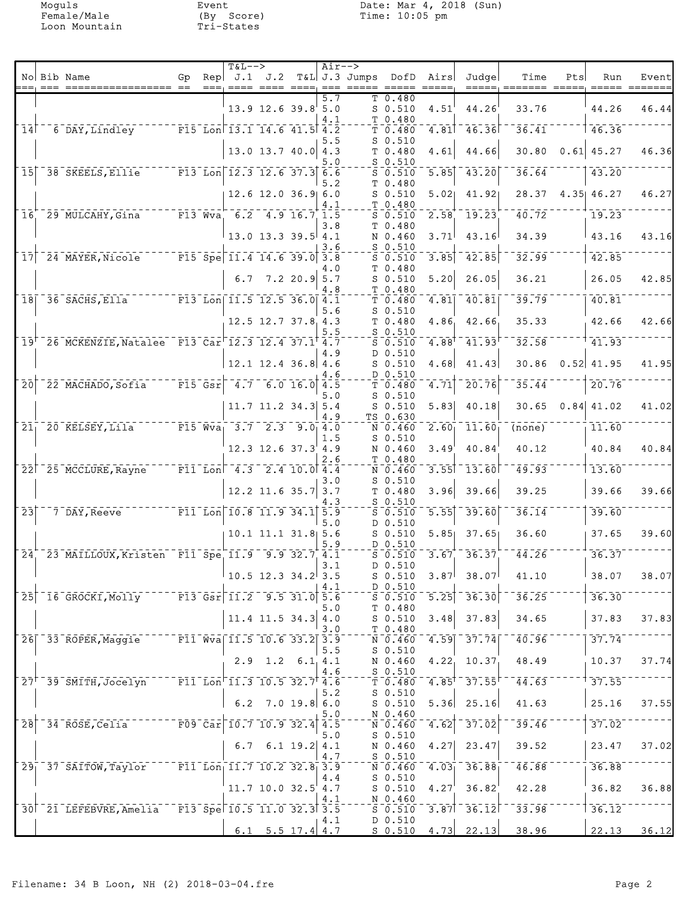Moguls
Female/Male
Loon Mountain

Event
(By Score)
Tri-States

Date: Mar 4, 2018 (Sun)
Time: 10:05 pm

| No | Bib | Name | Gp | Rep | J.1 | J.2 | T&L | J.3 | Jumps | DofD | Airs | Judge | Time | Pts | Run | Event |
|---|---|---|---|---|---|---|---|---|---|---|---|---|---|---|---|---|
| | | | | | | | | 5.7 | T | 0.480 | | | | | | |
| | | | | | 13.9 | 12.6 | 39.8 | 5.0 | S | 0.510 | 4.51 | 44.26 | 33.76 | | 44.26 | 46.44 |
| | | | | | | | | 4.1 | T | 0.480 | | | | | | |
| 14 | 6 | DAY,Lindley | F15 | Lon | 13.1 | 14.6 | 41.5 | 4.2 | T | 0.480 | 4.81 | 46.36 | 36.41 | | 46.36 | |
| | | | | | | | | 5.5 | S | 0.510 | | | | | | |
| | | | | | 13.0 | 13.7 | 40.0 | 4.3 | T | 0.480 | 4.61 | 44.66 | 30.80 | 0.61 | 45.27 | 46.36 |
| | | | | | | | | 5.0 | S | 0.510 | | | | | | |
| 15 | 38 | SKEELS,Ellie | F13 | Lon | 12.3 | 12.6 | 37.3 | 6.6 | S | 0.510 | 5.85 | 43.20 | 36.64 | | 43.20 | |
| | | | | | | | | 5.2 | T | 0.480 | | | | | | |
| | | | | | 12.6 | 12.0 | 36.9 | 6.0 | S | 0.510 | 5.02 | 41.92 | 28.37 | 4.35 | 46.27 | 46.27 |
| | | | | | | | | 4.1 | T | 0.480 | | | | | | |
| 16 | 29 | MULCAHY,Gina | F13 | Wva | 6.2 | 4.9 | 16.7 | 1.5 | S | 0.510 | 2.58 | 19.23 | 40.72 | | 19.23 | |
| | | | | | | | | 3.8 | T | 0.480 | | | | | | |
| | | | | | 13.0 | 13.3 | 39.5 | 4.1 | N | 0.460 | 3.71 | 43.16 | 34.39 | | 43.16 | 43.16 |
| | | | | | | | | 3.6 | S | 0.510 | | | | | | |
| 17 | 24 | MAYER,Nicole | F15 | Spe | 11.4 | 14.6 | 39.0 | 3.8 | S | 0.510 | 3.85 | 42.85 | 32.99 | | 42.85 | |
| | | | | | | | | 4.0 | T | 0.480 | | | | | | |
| | | | | | 6.7 | 7.2 | 20.9 | 5.7 | S | 0.510 | 5.20 | 26.05 | 36.21 | | 26.05 | 42.85 |
| | | | | | | | | 4.8 | T | 0.480 | | | | | | |
| 18 | 36 | SACHS,Ella | F13 | Lon | 11.5 | 12.5 | 36.0 | 4.1 | T | 0.480 | 4.81 | 40.81 | 39.79 | | 40.81 | |
| | | | | | | | | 5.6 | S | 0.510 | | | | | | |
| | | | | | 12.5 | 12.7 | 37.8 | 4.3 | T | 0.480 | 4.86 | 42.66 | 35.33 | | 42.66 | 42.66 |
| | | | | | | | | 5.5 | S | 0.510 | | | | | | |
| 19 | 26 | MCKENZIE,Natalee | F13 | Car | 12.3 | 12.4 | 37.1 | 4.7 | S | 0.510 | 4.88 | 41.93 | 32.58 | | 41.93 | |
| | | | | | | | | 4.9 | D | 0.510 | | | | | | |
| | | | | | 12.1 | 12.4 | 36.8 | 4.6 | S | 0.510 | 4.68 | 41.43 | 30.86 | 0.52 | 41.95 | 41.95 |
| | | | | | | | | 4.6 | D | 0.510 | | | | | | |
| 20 | 22 | MACHADO,Sofia | F15 | Gsr | 4.7 | 6.0 | 16.0 | 4.5 | T | 0.480 | 4.71 | 20.76 | 35.44 | | 20.76 | |
| | | | | | | | | 5.0 | S | 0.510 | | | | | | |
| | | | | | 11.7 | 11.2 | 34.3 | 5.4 | S | 0.510 | 5.83 | 40.18 | 30.65 | 0.84 | 41.02 | 41.02 |
| | | | | | | | | 4.9 | TS | 0.630 | | | | | | |
| 21 | 20 | KELSEY,Lila | F15 | Wva | 3.7 | 2.3 | 9.0 | 4.0 | N | 0.460 | 2.60 | 11.60 | (none) | | 11.60 | |
| | | | | | | | | 1.5 | S | 0.510 | | | | | | |
| | | | | | 12.3 | 12.6 | 37.3 | 4.9 | N | 0.460 | 3.49 | 40.84 | 40.12 | | 40.84 | 40.84 |
| | | | | | | | | 2.6 | T | 0.480 | | | | | | |
| 22 | 25 | MCCLURE,Rayne | F11 | Lon | 4.3 | 2.4 | 10.0 | 4.4 | N | 0.460 | 3.55 | 13.60 | 49.93 | | 13.60 | |
| | | | | | | | | 3.0 | S | 0.510 | | | | | | |
| | | | | | 12.2 | 11.6 | 35.7 | 3.7 | T | 0.480 | 3.96 | 39.66 | 39.25 | | 39.66 | 39.66 |
| | | | | | | | | 4.3 | S | 0.510 | | | | | | |
| 23 | 7 | DAY,Reeve | F11 | Lon | 10.8 | 11.9 | 34.1 | 5.9 | S | 0.510 | 5.55 | 39.60 | 36.14 | | 39.60 | |
| | | | | | | | | 5.0 | D | 0.510 | | | | | | |
| | | | | | 10.1 | 11.1 | 31.8 | 5.6 | S | 0.510 | 5.85 | 37.65 | 36.60 | | 37.65 | 39.60 |
| | | | | | | | | 5.9 | D | 0.510 | | | | | | |
| 24 | 23 | MAILLOUX,Kristen | F11 | Spe | 11.9 | 9.9 | 32.7 | 4.1 | S | 0.510 | 3.67 | 36.37 | 44.26 | | 36.37 | |
| | | | | | | | | 3.1 | D | 0.510 | | | | | | |
| | | | | | 10.5 | 12.3 | 34.2 | 3.5 | S | 0.510 | 3.87 | 38.07 | 41.10 | | 38.07 | 38.07 |
| | | | | | | | | 4.1 | D | 0.510 | | | | | | |
| 25 | 16 | GROCKI,Molly | F13 | Gsr | 11.2 | 9.5 | 31.0 | 5.6 | S | 0.510 | 5.25 | 36.30 | 36.25 | | 36.30 | |
| | | | | | | | | 5.0 | T | 0.480 | | | | | | |
| | | | | | 11.4 | 11.5 | 34.3 | 4.0 | S | 0.510 | 3.48 | 37.83 | 34.65 | | 37.83 | 37.83 |
| | | | | | | | | 3.0 | T | 0.480 | | | | | | |
| 26 | 33 | ROPER,Maggie | F11 | Wva | 11.5 | 10.6 | 33.2 | 3.9 | N | 0.460 | 4.59 | 37.74 | 40.96 | | 37.74 | |
| | | | | | | | | 5.5 | S | 0.510 | | | | | | |
| | | | | | 2.9 | 1.2 | 6.1 | 4.1 | N | 0.460 | 4.22 | 10.37 | 48.49 | | 10.37 | 37.74 |
| | | | | | | | | 4.6 | S | 0.510 | | | | | | |
| 27 | 39 | SMITH,Jocelyn | F11 | Lon | 11.3 | 10.5 | 32.7 | 4.6 | T | 0.480 | 4.85 | 37.55 | 44.63 | | 37.55 | |
| | | | | | | | | 5.2 | S | 0.510 | | | | | | |
| | | | | | 6.2 | 7.0 | 19.8 | 6.0 | S | 0.510 | 5.36 | 25.16 | 41.63 | | 25.16 | 37.55 |
| | | | | | | | | 5.0 | N | 0.460 | | | | | | |
| 28 | 34 | ROSE,Celia | F09 | Car | 10.7 | 10.9 | 32.4 | 4.5 | N | 0.460 | 4.62 | 37.02 | 39.46 | | 37.02 | |
| | | | | | | | | 5.0 | S | 0.510 | | | | | | |
| | | | | | 6.7 | 6.1 | 19.2 | 4.1 | N | 0.460 | 4.27 | 23.47 | 39.52 | | 23.47 | 37.02 |
| | | | | | | | | 4.7 | S | 0.510 | | | | | | |
| 29 | 37 | SAITOW,Taylor | F11 | Lon | 11.7 | 10.2 | 32.8 | 3.9 | N | 0.460 | 4.03 | 36.88 | 46.88 | | 36.88 | |
| | | | | | | | | 4.4 | S | 0.510 | | | | | | |
| | | | | | 11.7 | 10.0 | 32.5 | 4.7 | S | 0.510 | 4.27 | 36.82 | 42.28 | | 36.82 | 36.88 |
| | | | | | | | | 4.1 | N | 0.460 | | | | | | |
| 30 | 21 | LEFEBVRE,Amelia | F13 | Spe | 10.5 | 11.0 | 32.3 | 3.5 | S | 0.510 | 3.87 | 36.12 | 33.98 | | 36.12 | |
| | | | | | | | | 4.1 | D | 0.510 | | | | | | |
| | | | | | 6.1 | 5.5 | 17.4 | 4.7 | S | 0.510 | 4.73 | 22.13 | 38.96 | | 22.13 | 36.12 |

Filename: 34 B Loon, NH (2) 2018-03-04.fre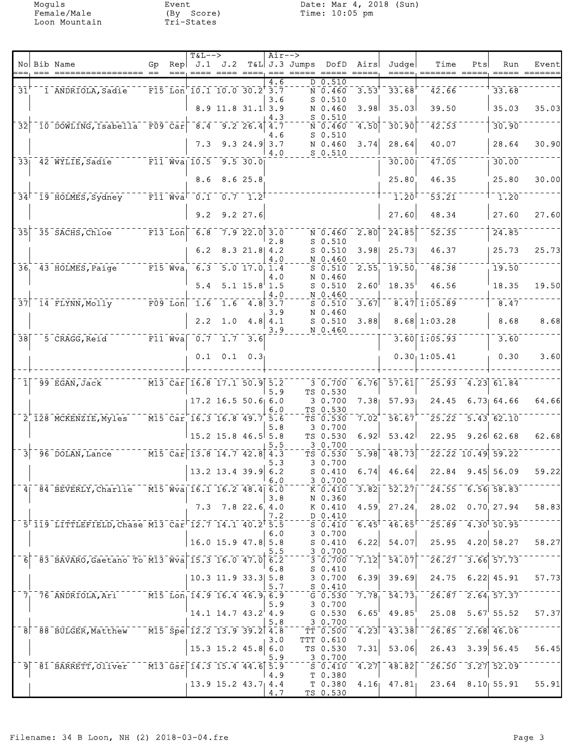Moguls
Female/Male
Loon Mountain

Event
(By Score)
Tri-States

Date: Mar 4, 2018 (Sun)
Time: 10:05 pm

| No | Bib | Name | Gp | Rep | T&L--> J.1 | J.2 | T&L | Air--> J.3 | Jumps | DofD | Airs | Judge | Time | Pts | Run | Event |
|---|---|---|---|---|---|---|---|---|---|---|---|---|---|---|---|---|
| | | | | | | | | 4.6 | D | 0.510 | | | | | | |
| 31 | 1 | ANDRIOLA, Sadie | F15 | Lon | 10.1 | 10.0 | 30.2 | 3.7 | N | 0.460 | 3.53 | 33.68 | 42.66 | | 33.68 | |
| | | | | | | | | 3.6 | S | 0.510 | | | | | | |
| | | | | | 8.9 | 11.8 | 31.1 | 3.9 | N | 0.460 | 3.98 | 35.03 | 39.50 | | 35.03 | 35.03 |
| | | | | | | | | 4.3 | S | 0.510 | | | | | | |
| 32 | 10 | DOWLING, Isabella | F09 | Car | 8.4 | 9.2 | 26.4 | 4.7 | N | 0.460 | 4.50 | 30.90 | 42.53 | | 30.90 | |
| | | | | | | | | 4.6 | S | 0.510 | | | | | | |
| | | | | | 7.3 | 9.3 | 24.9 | 3.7 | N | 0.460 | 3.74 | 28.64 | 40.07 | | 28.64 | 30.90 |
| | | | | | | | | 4.0 | S | 0.510 | | | | | | |
| 33 | 42 | WYLIE, Sadie | F11 | Wva | 10.5 | 9.5 | 30.0 | | | | | 30.00 | 47.05 | | 30.00 | |
| | | | | | 8.6 | 8.6 | 25.8 | | | | | 25.80 | 46.35 | | 25.80 | 30.00 |
| 34 | 19 | HOLMES, Sydney | F11 | Wva | 0.1 | 0.7 | 1.2 | | | | | 1.20 | 53.21 | | 1.20 | |
| | | | | | 9.2 | 9.2 | 27.6 | | | | | 27.60 | 48.34 | | 27.60 | 27.60 |
| 35 | 35 | SACHS, Chloe | F13 | Lon | 6.8 | 7.9 | 22.0 | 3.0 | N | 0.460 | 2.80 | 24.85 | 52.35 | | 24.85 | |
| | | | | | | | | 2.8 | S | 0.510 | | | | | | |
| | | | | | 6.2 | 8.3 | 21.8 | 4.2 | S | 0.510 | 3.98 | 25.73 | 46.37 | | 25.73 | 25.73 |
| | | | | | | | | 4.0 | N | 0.460 | | | | | | |
| 36 | 43 | HOLMES, Paige | F15 | Wva | 6.3 | 5.0 | 17.0 | 1.4 | S | 0.510 | 2.55 | 19.50 | 48.38 | | 19.50 | |
| | | | | | | | | 4.0 | N | 0.460 | | | | | | |
| | | | | | 5.4 | 5.1 | 15.8 | 1.5 | S | 0.510 | 2.60 | 18.35 | 46.56 | | 18.35 | 19.50 |
| | | | | | | | | 4.0 | N | 0.460 | | | | | | |
| 37 | 14 | FLYNN, Molly | F09 | Lon | 1.6 | 1.6 | 4.8 | 3.7 | S | 0.510 | 3.67 | 8.47 | 1:05.89 | | 8.47 | |
| | | | | | | | | 3.9 | N | 0.460 | | | | | | |
| | | | | | 2.2 | 1.0 | 4.8 | 4.1 | S | 0.510 | 3.88 | 8.68 | 1:03.28 | | 8.68 | 8.68 |
| | | | | | | | | 3.9 | N | 0.460 | | | | | | |
| 38 | 5 | CRAGG, Reid | F11 | Wva | 0.7 | 1.7 | 3.6 | | | | | 3.60 | 1:05.93 | | 3.60 | |
| | | | | | 0.1 | 0.1 | 0.3 | | | | | 0.30 | 1:05.41 | | 0.30 | 3.60 |
| 1 | 99 | EGAN, Jack | M13 | Car | 16.8 | 17.1 | 50.9 | 5.2 | 3 | 0.700 | 6.76 | 57.61 | 25.93 | 4.23 | 61.84 | |
| | | | | | | | | 5.9 | TS | 0.530 | | | | | | |
| | | | | | 17.2 | 16.5 | 50.6 | 6.0 | 3 | 0.700 | 7.38 | 57.93 | 24.45 | 6.73 | 64.66 | 64.66 |
| | | | | | | | | 6.0 | TS | 0.530 | | | | | | |
| 2 | 128 | MCKENZIE, Myles | M15 | Car | 16.3 | 16.8 | 49.7 | 5.6 | TS | 0.530 | 7.02 | 56.67 | 25.22 | 5.43 | 62.10 | |
| | | | | | | | | 5.8 | 3 | 0.700 | | | | | | |
| | | | | | 15.2 | 15.8 | 46.5 | 5.8 | TS | 0.530 | 6.92 | 53.42 | 22.95 | 9.26 | 62.68 | 62.68 |
| | | | | | | | | 5.5 | 3 | 0.700 | | | | | | |
| 3 | 96 | DOLAN, Lance | M15 | Car | 13.8 | 14.7 | 42.8 | 4.3 | TS | 0.530 | 5.98 | 48.73 | 22.22 | 10.49 | 59.22 | |
| | | | | | | | | 5.3 | 3 | 0.700 | | | | | | |
| | | | | | 13.2 | 13.4 | 39.9 | 6.2 | S | 0.410 | 6.74 | 46.64 | 22.84 | 9.45 | 56.09 | 59.22 |
| | | | | | | | | 6.0 | 3 | 0.700 | | | | | | |
| 4 | 84 | BEVERLY, Charlie | M15 | Wva | 16.1 | 16.2 | 48.4 | 6.0 | K | 0.410 | 3.82 | 52.27 | 24.55 | 6.56 | 58.83 | |
| | | | | | | | | 3.8 | N | 0.360 | | | | | | |
| | | | | | 7.3 | 7.8 | 22.6 | 4.0 | K | 0.410 | 4.59 | 27.24 | 28.02 | 0.70 | 27.94 | 58.83 |
| | | | | | | | | 7.2 | D | 0.410 | | | | | | |
| 5 | 119 | LITTLEFIELD, Chase | M13 | Car | 12.7 | 14.1 | 40.2 | 5.5 | S | 0.410 | 6.45 | 46.65 | 25.89 | 4.30 | 50.95 | |
| | | | | | | | | 6.0 | 3 | 0.700 | | | | | | |
| | | | | | 16.0 | 15.9 | 47.8 | 5.8 | S | 0.410 | 6.22 | 54.07 | 25.95 | 4.20 | 58.27 | 58.27 |
| | | | | | | | | 5.5 | 3 | 0.700 | | | | | | |
| 6 | 83 | BAVARO, Gaetano To | M13 | Wva | 15.3 | 16.0 | 47.0 | 6.2 | 3 | 0.700 | 7.12 | 54.07 | 26.27 | 3.66 | 57.73 | |
| | | | | | | | | 6.8 | S | 0.410 | | | | | | |
| | | | | | 10.3 | 11.9 | 33.3 | 5.8 | 3 | 0.700 | 6.39 | 39.69 | 24.75 | 6.22 | 45.91 | 57.73 |
| | | | | | | | | 5.7 | S | 0.410 | | | | | | |
| 7 | 76 | ANDRIOLA, Ari | M15 | Lon | 14.9 | 16.4 | 46.9 | 6.9 | G | 0.530 | 7.78 | 54.73 | 26.87 | 2.64 | 57.37 | |
| | | | | | | | | 5.9 | 3 | 0.700 | | | | | | |
| | | | | | 14.1 | 14.7 | 43.2 | 4.9 | G | 0.530 | 6.65 | 49.85 | 25.08 | 5.67 | 55.52 | 57.37 |
| | | | | | | | | 5.8 | 3 | 0.700 | | | | | | |
| 8 | 88 | BULGER, Matthew | M15 | Spe | 12.2 | 13.9 | 39.2 | 4.8 | TT | 0.500 | 4.23 | 43.38 | 26.85 | 2.68 | 46.06 | |
| | | | | | | | | 3.0 | TTT | 0.610 | | | | | | |
| | | | | | 15.3 | 15.2 | 45.8 | 6.0 | TS | 0.530 | 7.31 | 53.06 | 26.43 | 3.39 | 56.45 | 56.45 |
| | | | | | | | | 5.9 | 3 | 0.700 | | | | | | |
| 9 | 81 | BARRETT, Oliver | M13 | Gsr | 14.3 | 15.4 | 44.6 | 5.9 | S | 0.410 | 4.27 | 48.82 | 26.50 | 3.27 | 52.09 | |
| | | | | | | | | 4.9 | T | 0.380 | | | | | | |
| | | | | | 13.9 | 15.2 | 43.7 | 4.4 | T | 0.380 | 4.16 | 47.81 | 23.64 | 8.10 | 55.91 | 55.91 |
| | | | | | | | | 4.7 | TS | 0.530 | | | | | | |

Filename: 34 B Loon, NH (2) 2018-03-04.fre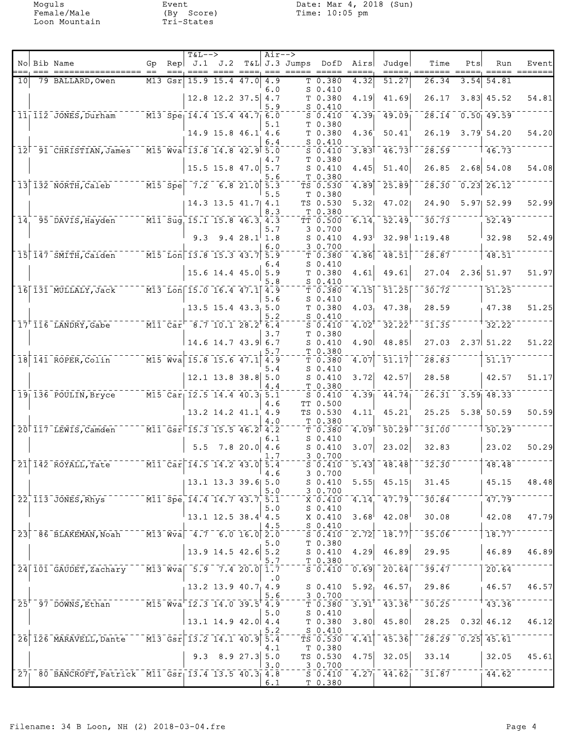Moguls
Female/Male
Loon Mountain

Event
(By Score)
Tri-States

Date: Mar 4, 2018 (Sun)
Time: 10:05 pm

| No | Bib | Name | Gp | Rep | J.1 | J.2 | T&L | J.3 | Jumps | DofD | Airs | Judge | Time | Pts | Run | Event |
|---|---|---|---|---|---|---|---|---|---|---|---|---|---|---|---|---|
| 10 | 79 | BALLARD, Owen | M13 | Gsr | 15.9 | 15.4 | 47.0 | 4.9 | T | 0.380 | 4.32 | 51.27 | 26.34 | 3.54 | 54.81 | |
| | | | | | | | | 6.0 | S | 0.410 | | | | | | |
| | | | | | 12.8 | 12.2 | 37.5 | 4.7 | T | 0.380 | 4.19 | 41.69 | 26.17 | 3.83 | 45.52 | 54.81 |
| | | | | | | | | 5.9 | S | 0.410 | | | | | | |
| 11 | 112 | JONES, Durham | M13 | Spe | 14.4 | 15.4 | 44.7 | 6.0 | S | 0.410 | 4.39 | 49.09 | 28.14 | 0.50 | 49.59 | |
| | | | | | | | | 5.1 | T | 0.380 | | | | | | |
| | | | | | 14.9 | 15.8 | 46.1 | 4.6 | T | 0.380 | 4.36 | 50.41 | 26.19 | 3.79 | 54.20 | 54.20 |
| | | | | | | | | 6.4 | S | 0.410 | | | | | | |
| 12 | 91 | CHRISTIAN, James | M15 | Wva | 13.8 | 14.8 | 42.9 | 5.0 | S | 0.410 | 3.83 | 46.73 | 28.59 | | 46.73 | |
| | | | | | | | | 4.7 | T | 0.380 | | | | | | |
| | | | | | 15.5 | 15.8 | 47.0 | 5.7 | S | 0.410 | 4.45 | 51.40 | 26.85 | 2.68 | 54.08 | 54.08 |
| | | | | | | | | 5.6 | T | 0.380 | | | | | | |
| 13 | 132 | NORTH, Caleb | M15 | Spe | 7.2 | 6.8 | 21.0 | 5.3 | TS | 0.530 | 4.89 | 25.89 | 28.30 | 0.23 | 26.12 | |
| | | | | | | | | 5.5 | T | 0.380 | | | | | | |
| | | | | | 14.3 | 13.5 | 41.7 | 4.1 | TS | 0.530 | 5.32 | 47.02 | 24.90 | 5.97 | 52.99 | 52.99 |
| | | | | | | | | 8.3 | T | 0.380 | | | | | | |
| 14 | 95 | DAVIS, Hayden | M11 | Sug | 15.1 | 15.8 | 46.3 | 4.3 | TT | 0.500 | 6.14 | 52.49 | 30.73 | | 52.49 | |
| | | | | | | | | 5.7 | 3 | 0.700 | | | | | | |
| | | | | | 9.3 | 9.4 | 28.1 | 1.8 | S | 0.410 | 4.93 | 32.98 | 1:19.48 | | 32.98 | 52.49 |
| | | | | | | | | 6.0 | 3 | 0.700 | | | | | | |
| 15 | 147 | SMITH, Caiden | M15 | Lon | 13.8 | 15.3 | 43.7 | 5.9 | T | 0.380 | 4.86 | 48.51 | 28.87 | | 48.51 | |
| | | | | | | | | 6.4 | S | 0.410 | | | | | | |
| | | | | | 15.6 | 14.4 | 45.0 | 5.9 | T | 0.380 | 4.61 | 49.61 | 27.04 | 2.36 | 51.97 | 51.97 |
| | | | | | | | | 5.8 | S | 0.410 | | | | | | |
| 16 | 131 | MULLALY, Jack | M13 | Lon | 15.0 | 16.4 | 47.1 | 4.9 | T | 0.380 | 4.15 | 51.25 | 30.72 | | 51.25 | |
| | | | | | | | | 5.6 | S | 0.410 | | | | | | |
| | | | | | 13.5 | 15.4 | 43.3 | 5.0 | T | 0.380 | 4.03 | 47.38 | 28.59 | | 47.38 | 51.25 |
| | | | | | | | | 5.2 | S | 0.410 | | | | | | |
| 17 | 116 | LANDRY, Gabe | M11 | Car | 8.7 | 10.1 | 28.2 | 6.4 | S | 0.410 | 4.02 | 32.22 | 31.35 | | 32.22 | |
| | | | | | | | | 3.7 | T | 0.380 | | | | | | |
| | | | | | 14.6 | 14.7 | 43.9 | 6.7 | S | 0.410 | 4.90 | 48.85 | 27.03 | 2.37 | 51.22 | 51.22 |
| | | | | | | | | 5.7 | T | 0.380 | | | | | | |
| 18 | 141 | ROPER, Colin | M15 | Wva | 15.8 | 15.6 | 47.1 | 4.9 | T | 0.380 | 4.07 | 51.17 | 28.83 | | 51.17 | |
| | | | | | | | | 5.4 | S | 0.410 | | | | | | |
| | | | | | 12.1 | 13.8 | 38.8 | 5.0 | S | 0.410 | 3.72 | 42.57 | 28.58 | | 42.57 | 51.17 |
| | | | | | | | | 4.4 | T | 0.380 | | | | | | |
| 19 | 136 | POULIN, Bryce | M15 | Car | 12.5 | 14.4 | 40.3 | 5.1 | S | 0.410 | 4.39 | 44.74 | 26.31 | 3.59 | 48.33 | |
| | | | | | | | | 4.6 | TT | 0.500 | | | | | | |
| | | | | | 13.2 | 14.2 | 41.1 | 4.9 | TS | 0.530 | 4.11 | 45.21 | 25.25 | 5.38 | 50.59 | 50.59 |
| | | | | | | | | 4.0 | T | 0.380 | | | | | | |
| 20 | 117 | LEWIS, Camden | M11 | Gsr | 15.3 | 15.5 | 46.2 | 4.2 | T | 0.380 | 4.09 | 50.29 | 31.00 | | 50.29 | |
| | | | | | | | | 6.1 | S | 0.410 | | | | | | |
| | | | | | 5.5 | 7.8 | 20.0 | 4.6 | S | 0.410 | 3.07 | 23.02 | 32.83 | | 23.02 | 50.29 |
| | | | | | | | | 1.7 | 3 | 0.700 | | | | | | |
| 21 | 142 | ROYALL, Tate | M11 | Car | 14.5 | 14.2 | 43.0 | 5.4 | S | 0.410 | 5.43 | 48.48 | 32.30 | | 48.48 | |
| | | | | | | | | 4.6 | 3 | 0.700 | | | | | | |
| | | | | | 13.1 | 13.3 | 39.6 | 5.0 | S | 0.410 | 5.55 | 45.15 | 31.45 | | 45.15 | 48.48 |
| | | | | | | | | 5.0 | 3 | 0.700 | | | | | | |
| 22 | 113 | JONES, Rhys | M11 | Spe | 14.4 | 14.7 | 43.7 | 5.1 | X | 0.410 | 4.14 | 47.79 | 30.84 | | 47.79 | |
| | | | | | | | | 5.0 | S | 0.410 | | | | | | |
| | | | | | 13.1 | 12.5 | 38.4 | 4.5 | X | 0.410 | 3.68 | 42.08 | 30.08 | | 42.08 | 47.79 |
| | | | | | | | | 4.5 | S | 0.410 | | | | | | |
| 23 | 86 | BLAKEMAN, Noah | M13 | Wva | 4.7 | 6.0 | 16.0 | 2.0 | S | 0.410 | 2.72 | 18.77 | 35.06 | | 18.77 | |
| | | | | | | | | 5.0 | T | 0.380 | | | | | | |
| | | | | | 13.9 | 14.5 | 42.6 | 5.2 | S | 0.410 | 4.29 | 46.89 | 29.95 | | 46.89 | 46.89 |
| | | | | | | | | 5.7 | T | 0.380 | | | | | | |
| 24 | 101 | GAUDET, Zachary | M13 | Wva | 5.9 | 7.4 | 20.0 | 1.7 | S | 0.410 | 0.69 | 20.64 | 39.47 | | 20.64 | |
| | | | | | | | | .0 | | | | | | | | |
| | | | | | 13.2 | 13.9 | 40.7 | 4.9 | S | 0.410 | 5.92 | 46.57 | 29.86 | | 46.57 | 46.57 |
| | | | | | | | | 5.6 | 3 | 0.700 | | | | | | |
| 25 | 97 | DOWNS, Ethan | M15 | Wva | 12.3 | 14.0 | 39.5 | 4.9 | T | 0.380 | 3.91 | 43.36 | 30.25 | | 43.36 | |
| | | | | | | | | 5.0 | S | 0.410 | | | | | | |
| | | | | | 13.1 | 14.9 | 42.0 | 4.4 | T | 0.380 | 3.80 | 45.80 | 28.25 | 0.32 | 46.12 | 46.12 |
| | | | | | | | | 5.2 | S | 0.410 | | | | | | |
| 26 | 126 | MARAVELL, Dante | M13 | Gsr | 13.2 | 14.1 | 40.9 | 5.4 | TS | 0.530 | 4.41 | 45.36 | 28.29 | 0.25 | 45.61 | |
| | | | | | | | | 4.1 | T | 0.380 | | | | | | |
| | | | | | 9.3 | 8.9 | 27.3 | 5.0 | TS | 0.530 | 4.75 | 32.05 | 33.14 | | 32.05 | 45.61 |
| | | | | | | | | 3.0 | 3 | 0.700 | | | | | | |
| 27 | 80 | BANCROFT, Patrick | M11 | Gsr | 13.4 | 13.5 | 40.3 | 4.8 | S | 0.410 | 4.27 | 44.62 | 31.87 | | 44.62 | |
| | | | | | | | | 6.1 | T | 0.380 | | | | | | |

Filename: 34 B Loon, NH (2) 2018-03-04.fre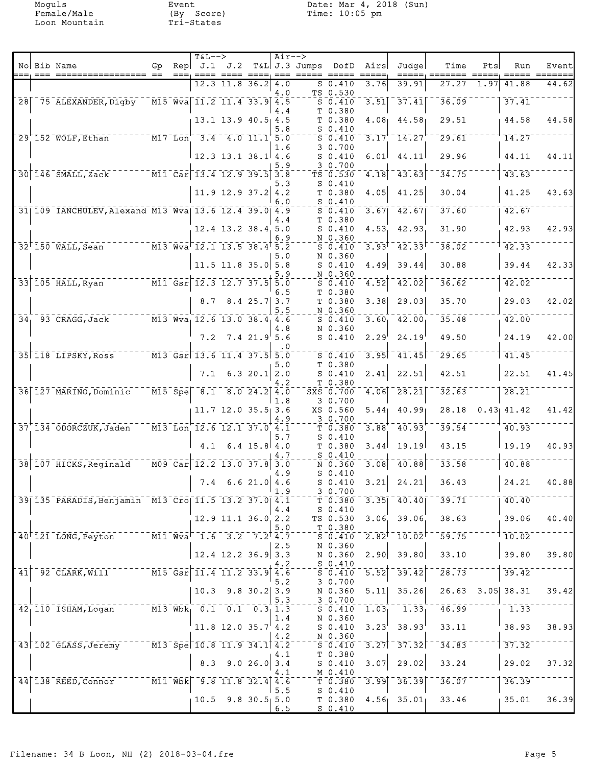Moguls
Female/Male
Loon Mountain

Event
(By Score)
Tri-States

Date: Mar 4, 2018 (Sun)
Time: 10:05 pm

| No | Bib | Name | Gp | Rep | J.1 | J.2 | T&L | J.3 | Jumps | DofD | Airs | Judge | Time | Pts | Run | Event |
|---|---|---|---|---|---|---|---|---|---|---|---|---|---|---|---|---|
| | | | | | 12.3 | 11.8 | 36.2 | 4.0 | S | 0.410 | 3.76 | 39.91 | 27.27 | 1.97 | 41.88 | 44.62 |
| | | | | | | | | 4.0 | TS | 0.530 | | | | | | |
| 28 | 75 | ALEXANDER, Digby | M15 | Wva | 11.2 | 11.4 | 33.9 | 4.5 | S | 0.410 | 3.51 | 37.41 | 36.09 | | 37.41 | |
| | | | | | | | | 4.4 | T | 0.380 | | | | | | |
| | | | | | 13.1 | 13.9 | 40.5 | 4.5 | T | 0.380 | 4.08 | 44.58 | 29.51 | | 44.58 | 44.58 |
| | | | | | | | | 5.8 | S | 0.410 | | | | | | |
| 29 | 152 | WOLF, Ethan | M17 | Lon | 3.4 | 4.0 | 11.1 | 5.0 | S | 0.410 | 3.17 | 14.27 | 29.61 | | 14.27 | |
| | | | | | | | | 1.6 | 3 | 0.700 | | | | | | |
| | | | | | 12.3 | 13.1 | 38.1 | 4.6 | S | 0.410 | 6.01 | 44.11 | 29.96 | | 44.11 | 44.11 |
| | | | | | | | | 5.9 | 3 | 0.700 | | | | | | |
| 30 | 146 | SMALL, Zack | M11 | Car | 13.4 | 12.9 | 39.5 | 3.8 | TS | 0.530 | 4.18 | 43.63 | 34.75 | | 43.63 | |
| | | | | | | | | 5.3 | S | 0.410 | | | | | | |
| | | | | | 11.9 | 12.9 | 37.2 | 4.2 | T | 0.380 | 4.05 | 41.25 | 30.04 | | 41.25 | 43.63 |
| | | | | | | | | 6.0 | S | 0.410 | | | | | | |
| 31 | 109 | IANCHULEV, Alexand | M13 | Wva | 13.6 | 12.4 | 39.0 | 4.9 | S | 0.410 | 3.67 | 42.67 | 37.60 | | 42.67 | |
| | | | | | | | | 4.4 | T | 0.380 | | | | | | |
| | | | | | 12.4 | 13.2 | 38.4 | 5.0 | S | 0.410 | 4.53 | 42.93 | 31.90 | | 42.93 | 42.93 |
| | | | | | | | | 6.9 | N | 0.360 | | | | | | |
| 32 | 150 | WALL, Sean | M13 | Wva | 12.1 | 13.5 | 38.4 | 5.2 | S | 0.410 | 3.93 | 42.33 | 38.02 | | 42.33 | |
| | | | | | | | | 5.0 | N | 0.360 | | | | | | |
| | | | | | 11.5 | 11.8 | 35.0 | 5.8 | S | 0.410 | 4.49 | 39.44 | 30.88 | | 39.44 | 42.33 |
| | | | | | | | | 5.9 | N | 0.360 | | | | | | |
| 33 | 105 | HALL, Ryan | M11 | Gsr | 12.3 | 12.7 | 37.5 | 5.0 | S | 0.410 | 4.52 | 42.02 | 36.62 | | 42.02 | |
| | | | | | | | | 6.5 | T | 0.380 | | | | | | |
| | | | | | 8.7 | 8.4 | 25.7 | 3.7 | T | 0.380 | 3.38 | 29.03 | 35.70 | | 29.03 | 42.02 |
| | | | | | | | | 5.5 | N | 0.360 | | | | | | |
| 34 | 93 | CRAGG, Jack | M13 | Wva | 12.6 | 13.0 | 38.4 | 4.6 | S | 0.410 | 3.60 | 42.00 | 35.48 | | 42.00 | |
| | | | | | | | | 4.8 | N | 0.360 | | | | | | |
| | | | | | 7.2 | 7.4 | 21.9 | 5.6 | S | 0.410 | 2.29 | 24.19 | 49.50 | | 24.19 | 42.00 |
| | | | | | | | | .0 | | | | | | | | |
| 35 | 118 | LIPSKY, Ross | M13 | Gsr | 13.6 | 11.4 | 37.5 | 5.0 | S | 0.410 | 3.95 | 41.45 | 29.65 | | 41.45 | |
| | | | | | | | | 5.0 | T | 0.380 | | | | | | |
| | | | | | 7.1 | 6.3 | 20.1 | 2.0 | S | 0.410 | 2.41 | 22.51 | 42.51 | | 22.51 | 41.45 |
| | | | | | | | | 4.2 | T | 0.380 | | | | | | |
| 36 | 127 | MARINO, Dominic | M15 | Spe | 8.1 | 8.0 | 24.2 | 4.0 | SXS | 0.700 | 4.06 | 28.21 | 32.63 | | 28.21 | |
| | | | | | | | | 1.8 | 3 | 0.700 | | | | | | |
| | | | | | 11.7 | 12.0 | 35.5 | 3.6 | XS | 0.560 | 5.44 | 40.99 | 28.18 | 0.43 | 41.42 | 41.42 |
| | | | | | | | | 4.9 | 3 | 0.700 | | | | | | |
| 37 | 134 | ODORCZUK, Jaden | M13 | Lon | 12.6 | 12.1 | 37.0 | 4.1 | T | 0.380 | 3.88 | 40.93 | 39.54 | | 40.93 | |
| | | | | | | | | 5.7 | S | 0.410 | | | | | | |
| | | | | | 4.1 | 6.4 | 15.8 | 4.0 | T | 0.380 | 3.44 | 19.19 | 43.15 | | 19.19 | 40.93 |
| | | | | | | | | 4.7 | S | 0.410 | | | | | | |
| 38 | 107 | HICKS, Reginald | M09 | Car | 12.2 | 13.0 | 37.8 | 3.0 | N | 0.360 | 3.08 | 40.88 | 33.58 | | 40.88 | |
| | | | | | | | | 4.9 | S | 0.410 | | | | | | |
| | | | | | 7.4 | 6.6 | 21.0 | 4.6 | S | 0.410 | 3.21 | 24.21 | 36.43 | | 24.21 | 40.88 |
| | | | | | | | | 1.9 | 3 | 0.700 | | | | | | |
| 39 | 135 | PARADIS, Benjamin | M13 | Cro | 11.5 | 13.2 | 37.0 | 4.1 | T | 0.380 | 3.35 | 40.40 | 39.71 | | 40.40 | |
| | | | | | | | | 4.4 | S | 0.410 | | | | | | |
| | | | | | 12.9 | 11.1 | 36.0 | 2.2 | TS | 0.530 | 3.06 | 39.06 | 38.63 | | 39.06 | 40.40 |
| | | | | | | | | 5.0 | T | 0.380 | | | | | | |
| 40 | 121 | LONG, Peyton | M11 | Wva | 1.6 | 3.2 | 7.2 | 4.7 | S | 0.410 | 2.82 | 10.02 | 59.75 | | 10.02 | |
| | | | | | | | | 2.5 | N | 0.360 | | | | | | |
| | | | | | 12.4 | 12.2 | 36.9 | 3.3 | N | 0.360 | 2.90 | 39.80 | 33.10 | | 39.80 | 39.80 |
| | | | | | | | | 4.2 | S | 0.410 | | | | | | |
| 41 | 92 | CLARK, Will | M15 | Gsr | 11.4 | 11.2 | 33.9 | 4.6 | S | 0.410 | 5.52 | 39.42 | 28.73 | | 39.42 | |
| | | | | | | | | 5.2 | 3 | 0.700 | | | | | | |
| | | | | | 10.3 | 9.8 | 30.2 | 3.9 | N | 0.360 | 5.11 | 35.26 | 26.63 | 3.05 | 38.31 | 39.42 |
| | | | | | | | | 5.3 | 3 | 0.700 | | | | | | |
| 42 | 110 | ISHAM, Logan | M13 | Wbk | 0.1 | 0.1 | 0.3 | 1.3 | S | 0.410 | 1.03 | 1.33 | 46.99 | | 1.33 | |
| | | | | | | | | 1.4 | N | 0.360 | | | | | | |
| | | | | | 11.8 | 12.0 | 35.7 | 4.2 | S | 0.410 | 3.23 | 38.93 | 33.11 | | 38.93 | 38.93 |
| | | | | | | | | 4.2 | N | 0.360 | | | | | | |
| 43 | 102 | GLASS, Jeremy | M13 | Spe | 10.8 | 11.9 | 34.1 | 4.2 | S | 0.410 | 3.27 | 37.32 | 34.83 | | 37.32 | |
| | | | | | | | | 4.1 | T | 0.380 | | | | | | |
| | | | | | 8.3 | 9.0 | 26.0 | 3.4 | S | 0.410 | 3.07 | 29.02 | 33.24 | | 29.02 | 37.32 |
| | | | | | | | | 4.1 | M | 0.410 | | | | | | |
| 44 | 138 | REED, Connor | M11 | Wbk | 9.8 | 11.8 | 32.4 | 4.6 | T | 0.380 | 3.99 | 36.39 | 36.07 | | 36.39 | |
| | | | | | | | | 5.5 | S | 0.410 | | | | | | |
| | | | | | 10.5 | 9.8 | 30.5 | 5.0 | T | 0.380 | 4.56 | 35.01 | 33.46 | | 35.01 | 36.39 |
| | | | | | | | | 6.5 | S | 0.410 | | | | | | |

Filename: 34 B Loon, NH (2) 2018-03-04.fre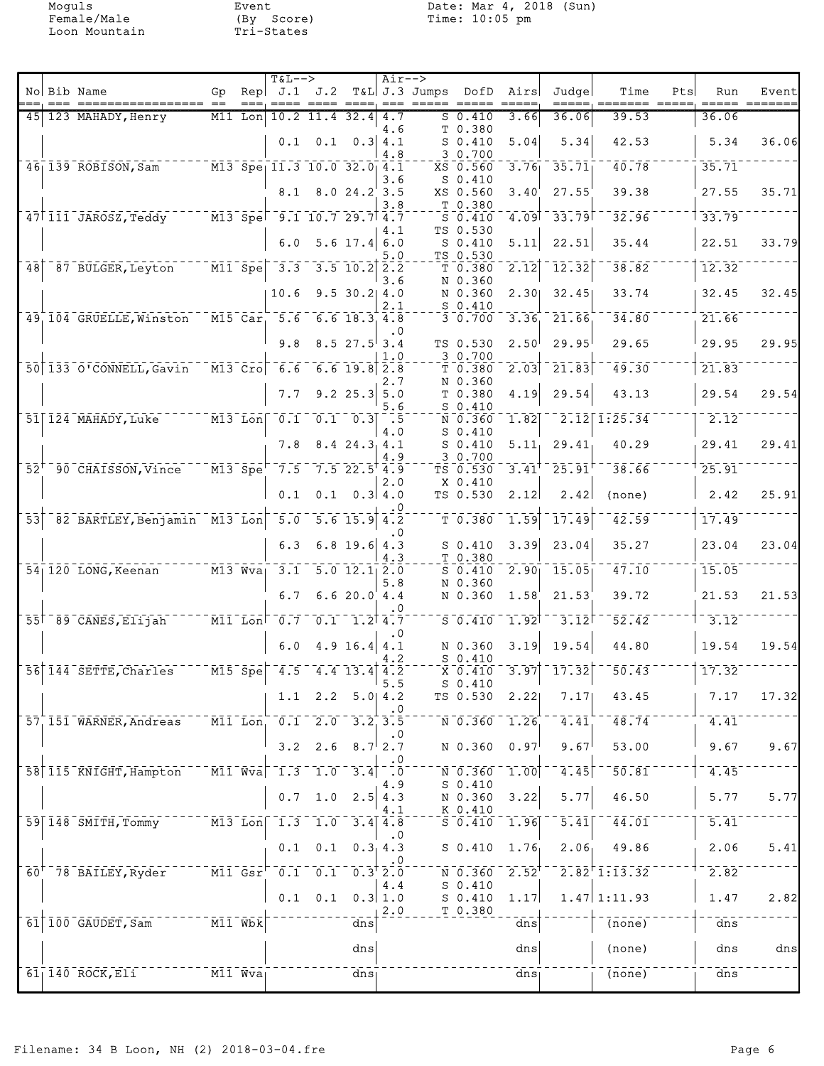Moguls
Female/Male
Loon Mountain

Event
(By Score)
Tri-States

Date: Mar 4, 2018 (Sun)
Time: 10:05 pm

| No | Bib | Name | Gp | Rep | T&L--> J.1 | J.2 | T&L | Air--> J.3 | Jumps | DofD | Airs | Judge | Time | Pts | Run | Event |
|---|---|---|---|---|---|---|---|---|---|---|---|---|---|---|---|---|
| 45 | 123 | MAHADY, Henry | M11 | Lon | 10.2 | 11.4 | 32.4 | 4.7 / 4.6 | S / T | 0.410 / 0.380 | 3.66 | 36.06 | 39.53 | | 36.06 | |
| | | | | | 0.1 | 0.1 | 0.3 | 4.1 / 4.8 | S / 3 | 0.410 / 0.700 | 5.04 | 5.34 | 42.53 | | 5.34 | 36.06 |
| 46 | 139 | ROBISON, Sam | M13 | Spe | 11.3 | 10.0 | 32.0 | 4.1 / 3.6 | XS / S | 0.560 / 0.410 | 3.76 | 35.71 | 40.78 | | 35.71 | |
| | | | | | 8.1 | 8.0 | 24.2 | 3.5 / 3.8 | XS / T | 0.560 / 0.380 | 3.40 | 27.55 | 39.38 | | 27.55 | 35.71 |
| 47 | 111 | JAROSZ, Teddy | M13 | Spe | 9.1 | 10.7 | 29.7 | 4.7 / 4.1 | S / TS | 0.410 / 0.530 | 4.09 | 33.79 | 32.96 | | 33.79 | |
| | | | | | 6.0 | 5.6 | 17.4 | 6.0 / 5.0 | S / TS | 0.410 / 0.530 | 5.11 | 22.51 | 35.44 | | 22.51 | 33.79 |
| 48 | 87 | BULGER, Leyton | M11 | Spe | 3.3 | 3.5 | 10.2 | 2.2 / 3.6 | T / N | 0.380 / 0.360 | 2.12 | 12.32 | 38.82 | | 12.32 | |
| | | | | | 10.6 | 9.5 | 30.2 | 4.0 / 2.1 | N / S | 0.360 / 0.410 | 2.30 | 32.45 | 33.74 | | 32.45 | 32.45 |
| 49 | 104 | GRUELLE, Winston | M15 | Car | 5.6 | 6.6 | 18.3 | 4.8 / .0 | 3 | 0.700 | 3.36 | 21.66 | 34.80 | | 21.66 | |
| | | | | | 9.8 | 8.5 | 27.5 | 3.4 / 1.0 | TS / 3 | 0.530 / 0.700 | 2.50 | 29.95 | 29.65 | | 29.95 | 29.95 |
| 50 | 133 | O'CONNELL, Gavin | M13 | Cro | 6.6 | 6.6 | 19.8 | 2.8 / 2.7 | T / N | 0.380 / 0.360 | 2.03 | 21.83 | 49.30 | | 21.83 | |
| | | | | | 7.7 | 9.2 | 25.3 | 5.0 / 5.6 | T / S | 0.380 / 0.410 | 4.19 | 29.54 | 43.13 | | 29.54 | 29.54 |
| 51 | 124 | MAHADY, Luke | M13 | Lon | 0.1 | 0.1 | 0.3 | .5 / 4.0 | N / S | 0.360 / 0.410 | 1.82 | 2.12 | 1:25.34 | | 2.12 | |
| | | | | | 7.8 | 8.4 | 24.3 | 4.1 / 4.9 | S / 3 | 0.410 / 0.700 | 5.11 | 29.41 | 40.29 | | 29.41 | 29.41 |
| 52 | 90 | CHAISSON, Vince | M13 | Spe | 7.5 | 7.5 | 22.5 | 4.9 / 2.0 | TS / X | 0.530 / 0.410 | 3.41 | 25.91 | 38.66 | | 25.91 | |
| | | | | | 0.1 | 0.1 | 0.3 | 4.0 / .0 | TS | 0.530 | 2.12 | 2.42 | (none) | | 2.42 | 25.91 |
| 53 | 82 | BARTLEY, Benjamin | M13 | Lon | 5.0 | 5.6 | 15.9 | 4.2 / .0 | T | 0.380 | 1.59 | 17.49 | 42.59 | | 17.49 | |
| | | | | | 6.3 | 6.8 | 19.6 | 4.3 / 4.3 | S / T | 0.410 / 0.380 | 3.39 | 23.04 | 35.27 | | 23.04 | 23.04 |
| 54 | 120 | LONG, Keenan | M13 | Wva | 3.1 | 5.0 | 12.1 | 2.0 / 5.8 | S / N | 0.410 / 0.360 | 2.90 | 15.05 | 47.10 | | 15.05 | |
| | | | | | 6.7 | 6.6 | 20.0 | 4.4 / .0 | N | 0.360 | 1.58 | 21.53 | 39.72 | | 21.53 | 21.53 |
| 55 | 89 | CANES, Elijah | M11 | Lon | 0.7 | 0.1 | 1.2 | 4.7 / .0 | S | 0.410 | 1.92 | 3.12 | 52.42 | | 3.12 | |
| | | | | | 6.0 | 4.9 | 16.4 | 4.1 / 4.2 | N / S | 0.360 / 0.410 | 3.19 | 19.54 | 44.80 | | 19.54 | 19.54 |
| 56 | 144 | SETTE, Charles | M15 | Spe | 4.5 | 4.4 | 13.4 | 4.2 / 5.5 | X / S | 0.410 / 0.410 | 3.97 | 17.32 | 50.43 | | 17.32 | |
| | | | | | 1.1 | 2.2 | 5.0 | 4.2 / .0 | TS | 0.530 | 2.22 | 7.17 | 43.45 | | 7.17 | 17.32 |
| 57 | 151 | WARNER, Andreas | M11 | Lon | 0.1 | 2.0 | 3.2 | 3.5 / .0 | N | 0.360 | 1.26 | 4.41 | 48.74 | | 4.41 | |
| | | | | | 3.2 | 2.6 | 8.7 | 2.7 / .0 | N | 0.360 | 0.97 | 9.67 | 53.00 | | 9.67 | 9.67 |
| 58 | 115 | KNIGHT, Hampton | M11 | Wva | 1.3 | 1.0 | 3.4 | .0 / 4.9 | N / S | 0.360 / 0.410 | 1.00 | 4.45 | 50.81 | | 4.45 | |
| | | | | | 0.7 | 1.0 | 2.5 | 4.3 / 4.1 | N / K | 0.360 / 0.410 | 3.22 | 5.77 | 46.50 | | 5.77 | 5.77 |
| 59 | 148 | SMITH, Tommy | M13 | Lon | 1.3 | 1.0 | 3.4 | 4.8 / .0 | S | 0.410 | 1.96 | 5.41 | 44.01 | | 5.41 | |
| | | | | | 0.1 | 0.1 | 0.3 | 4.3 / .0 | S | 0.410 | 1.76 | 2.06 | 49.86 | | 2.06 | 5.41 |
| 60 | 78 | BAILEY, Ryder | M11 | Gsr | 0.1 | 0.1 | 0.3 | 2.0 / 4.4 | N / S | 0.360 / 0.410 | 2.52 | 2.82 | 1:13.32 | | 2.82 | |
| | | | | | 0.1 | 0.1 | 0.3 | 1.0 / 2.0 | S / T | 0.410 / 0.380 | 1.17 | 1.47 | 1:11.93 | | 1.47 | 2.82 |
| 61 | 100 | GAUDET, Sam | M11 | Wbk | | | dns | | | | dns | | (none) | | dns | |
| | | | | | | | dns | | | | dns | | (none) | | dns | dns |
| 61 | 140 | ROCK, Eli | M11 | Wva | | | dns | | | | dns | | (none) | | dns | |

Filename: 34 B Loon, NH (2) 2018-03-04.fre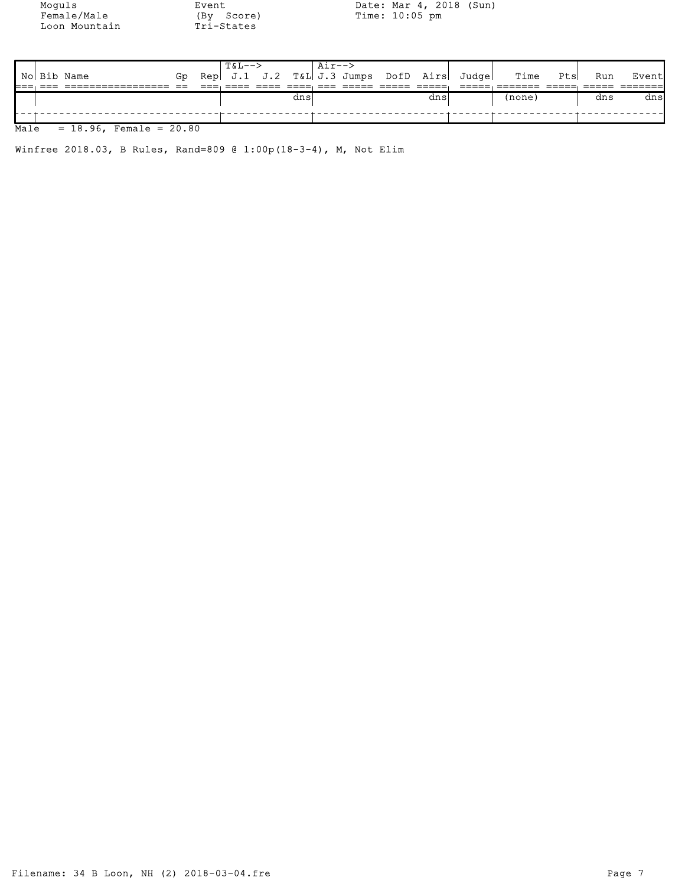Moguls Event Date: Mar 4, 2018 (Sun)
Female/Male (By Score) Time: 10:05 pm
Loon Mountain Tri-States

| No | Bib | Name | Gp | Rep | T&L--> J.1 | J.2 | T&L | Air--> J.3 | Jumps | DofD | Airs | Judge | Time | Pts | Run | Event |
|---|---|---|---|---|---|---|---|---|---|---|---|---|---|---|---|---|
| | | | | | | | dns | | | | dns | | (none) | | dns | dns |

Male = 18.96, Female = 20.80

Winfree 2018.03, B Rules, Rand=809 @ 1:00p(18-3-4), M, Not Elim

Filename: 34 B Loon, NH (2) 2018-03-04.fre